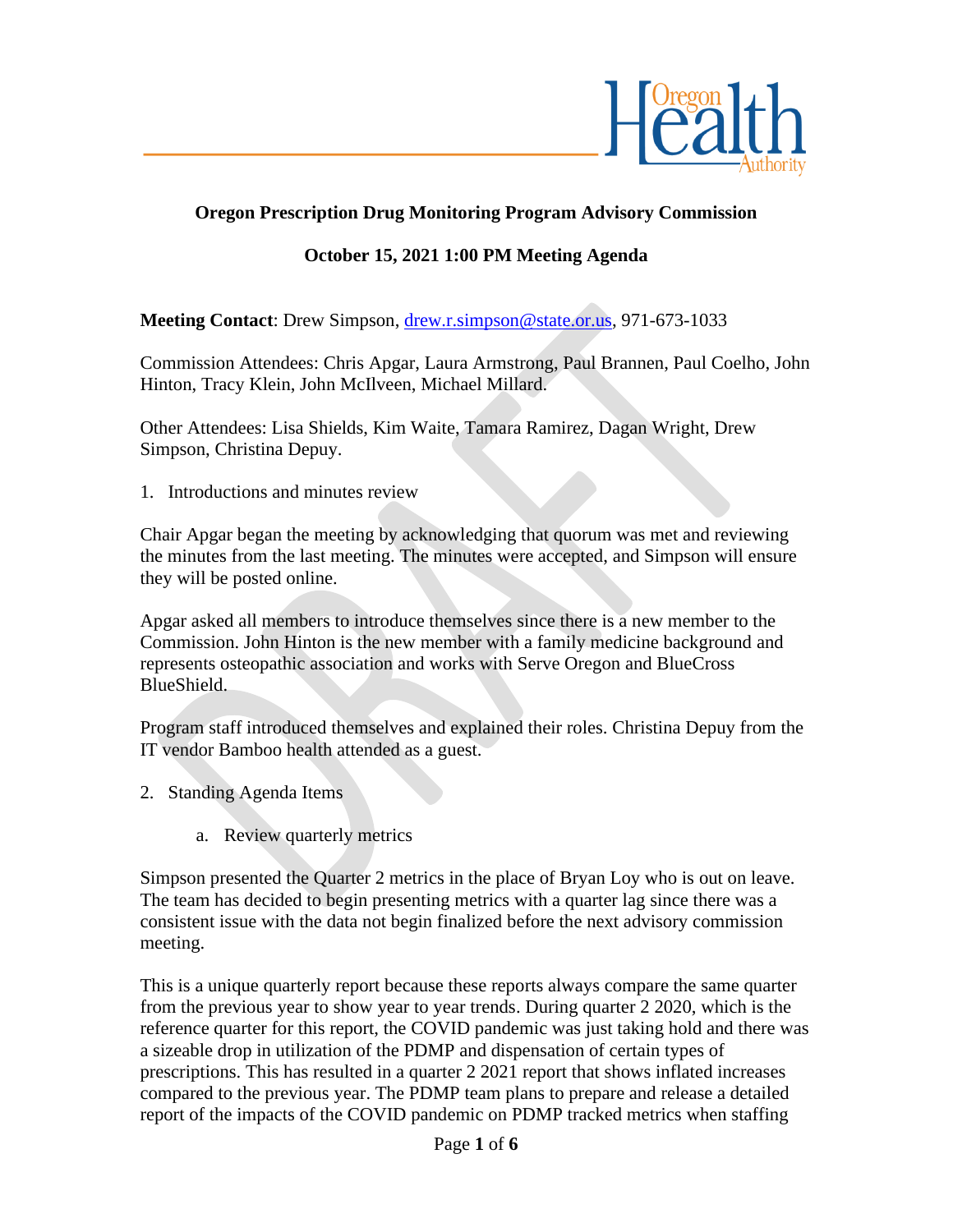**Oregon Prescription Drug Monitoring Program Advisory Commission**

**October 15, 2021 1:00 PM Meeting Agenda**

**Meeting Contact**: Drew Simpson, drew.r.simpson@state.or.us, 971-673-1033

Commission Attendees: Chris Apgar, Laura Armstrong, Paul Brannen, Paul Coelho, John Hinton, Tracy Klein, John McIlveen, Michael Millard.

Other Attendees: Lisa Shields, Kim Waite, Tamara Ramirez, Dagan Wright, Drew Simpson, Christina Depuy.

1. Introductions and minutes review

Chair Apgar began the meeting by acknowledging that quorum was met and reviewing the minutes from the last meeting. The minutes were accepted, and Simpson will ensure they will be posted online.

Apgar asked all members to introduce themselves since there is a new member to the Commission. John Hinton is the new member with a family medicine background and represents osteopathic association and works with Serve Oregon and BlueCross BlueShield.

Program staff introduced themselves and explained their roles. Christina Depuy from the IT vendor Bamboo health attended as a guest.

2. Standing Agenda Items

   a. Review quarterly metrics

Simpson presented the Quarter 2 metrics in the place of Bryan Loy who is out on leave. The team has decided to begin presenting metrics with a quarter lag since there was a consistent issue with the data not begin finalized before the next advisory commission meeting.

This is a unique quarterly report because these reports always compare the same quarter from the previous year to show year to year trends. During quarter 2 2020, which is the reference quarter for this report, the COVID pandemic was just taking hold and there was a sizeable drop in utilization of the PDMP and dispensation of certain types of prescriptions. This has resulted in a quarter 2 2021 report that shows inflated increases compared to the previous year. The PDMP team plans to prepare and release a detailed report of the impacts of the COVID pandemic on PDMP tracked metrics when staffing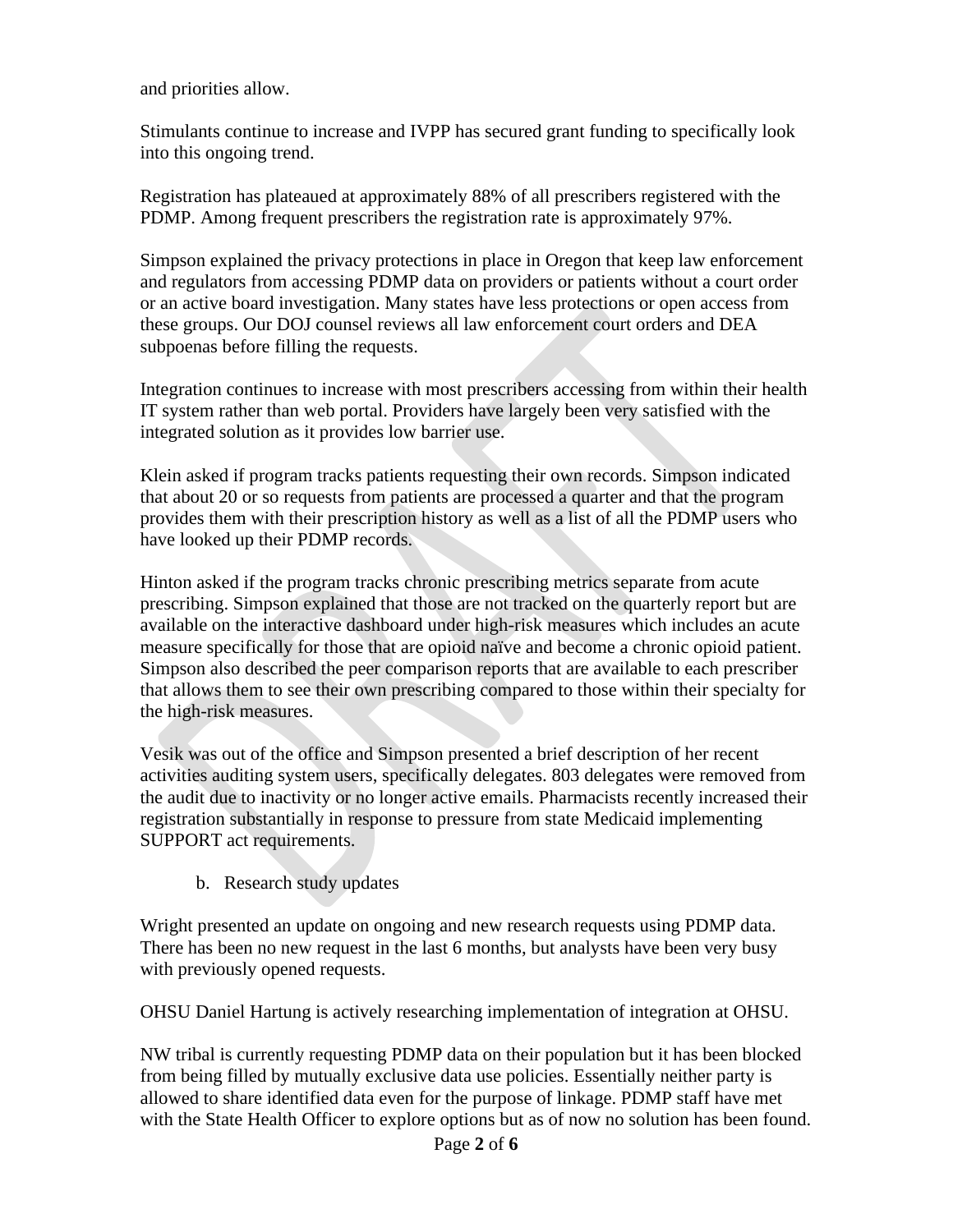and priorities allow.

Stimulants continue to increase and IVPP has secured grant funding to specifically look into this ongoing trend.

Registration has plateaued at approximately 88% of all prescribers registered with the PDMP. Among frequent prescribers the registration rate is approximately 97%.

Simpson explained the privacy protections in place in Oregon that keep law enforcement and regulators from accessing PDMP data on providers or patients without a court order or an active board investigation. Many states have less protections or open access from these groups. Our DOJ counsel reviews all law enforcement court orders and DEA subpoenas before filling the requests.

Integration continues to increase with most prescribers accessing from within their health IT system rather than web portal. Providers have largely been very satisfied with the integrated solution as it provides low barrier use.

Klein asked if program tracks patients requesting their own records. Simpson indicated that about 20 or so requests from patients are processed a quarter and that the program provides them with their prescription history as well as a list of all the PDMP users who have looked up their PDMP records.

Hinton asked if the program tracks chronic prescribing metrics separate from acute prescribing. Simpson explained that those are not tracked on the quarterly report but are available on the interactive dashboard under high-risk measures which includes an acute measure specifically for those that are opioid naïve and become a chronic opioid patient. Simpson also described the peer comparison reports that are available to each prescriber that allows them to see their own prescribing compared to those within their specialty for the high-risk measures.

Vesik was out of the office and Simpson presented a brief description of her recent activities auditing system users, specifically delegates. 803 delegates were removed from the audit due to inactivity or no longer active emails. Pharmacists recently increased their registration substantially in response to pressure from state Medicaid implementing SUPPORT act requirements.

b. Research study updates

Wright presented an update on ongoing and new research requests using PDMP data. There has been no new request in the last 6 months, but analysts have been very busy with previously opened requests.

OHSU Daniel Hartung is actively researching implementation of integration at OHSU.

NW tribal is currently requesting PDMP data on their population but it has been blocked from being filled by mutually exclusive data use policies. Essentially neither party is allowed to share identified data even for the purpose of linkage. PDMP staff have met with the State Health Officer to explore options but as of now no solution has been found.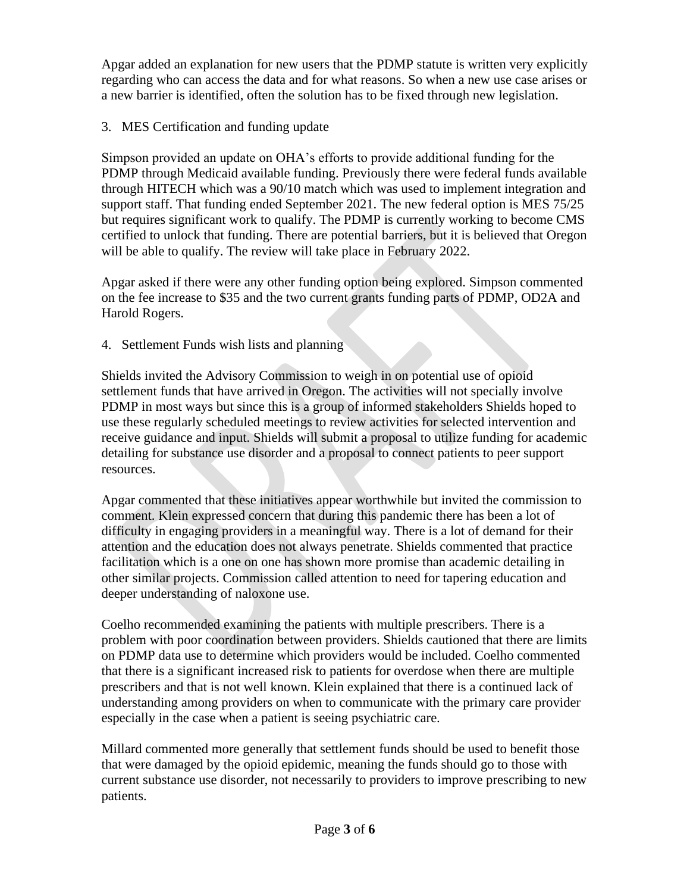Apgar added an explanation for new users that the PDMP statute is written very explicitly regarding who can access the data and for what reasons. So when a new use case arises or a new barrier is identified, often the solution has to be fixed through new legislation.

3. MES Certification and funding update

Simpson provided an update on OHA's efforts to provide additional funding for the PDMP through Medicaid available funding. Previously there were federal funds available through HITECH which was a 90/10 match which was used to implement integration and support staff. That funding ended September 2021. The new federal option is MES 75/25 but requires significant work to qualify. The PDMP is currently working to become CMS certified to unlock that funding. There are potential barriers, but it is believed that Oregon will be able to qualify. The review will take place in February 2022.

Apgar asked if there were any other funding option being explored. Simpson commented on the fee increase to $35 and the two current grants funding parts of PDMP, OD2A and Harold Rogers.

4. Settlement Funds wish lists and planning

Shields invited the Advisory Commission to weigh in on potential use of opioid settlement funds that have arrived in Oregon. The activities will not specially involve PDMP in most ways but since this is a group of informed stakeholders Shields hoped to use these regularly scheduled meetings to review activities for selected intervention and receive guidance and input. Shields will submit a proposal to utilize funding for academic detailing for substance use disorder and a proposal to connect patients to peer support resources.

Apgar commented that these initiatives appear worthwhile but invited the commission to comment. Klein expressed concern that during this pandemic there has been a lot of difficulty in engaging providers in a meaningful way. There is a lot of demand for their attention and the education does not always penetrate. Shields commented that practice facilitation which is a one on one has shown more promise than academic detailing in other similar projects. Commission called attention to need for tapering education and deeper understanding of naloxone use.

Coelho recommended examining the patients with multiple prescribers. There is a problem with poor coordination between providers. Shields cautioned that there are limits on PDMP data use to determine which providers would be included. Coelho commented that there is a significant increased risk to patients for overdose when there are multiple prescribers and that is not well known. Klein explained that there is a continued lack of understanding among providers on when to communicate with the primary care provider especially in the case when a patient is seeing psychiatric care.

Millard commented more generally that settlement funds should be used to benefit those that were damaged by the opioid epidemic, meaning the funds should go to those with current substance use disorder, not necessarily to providers to improve prescribing to new patients.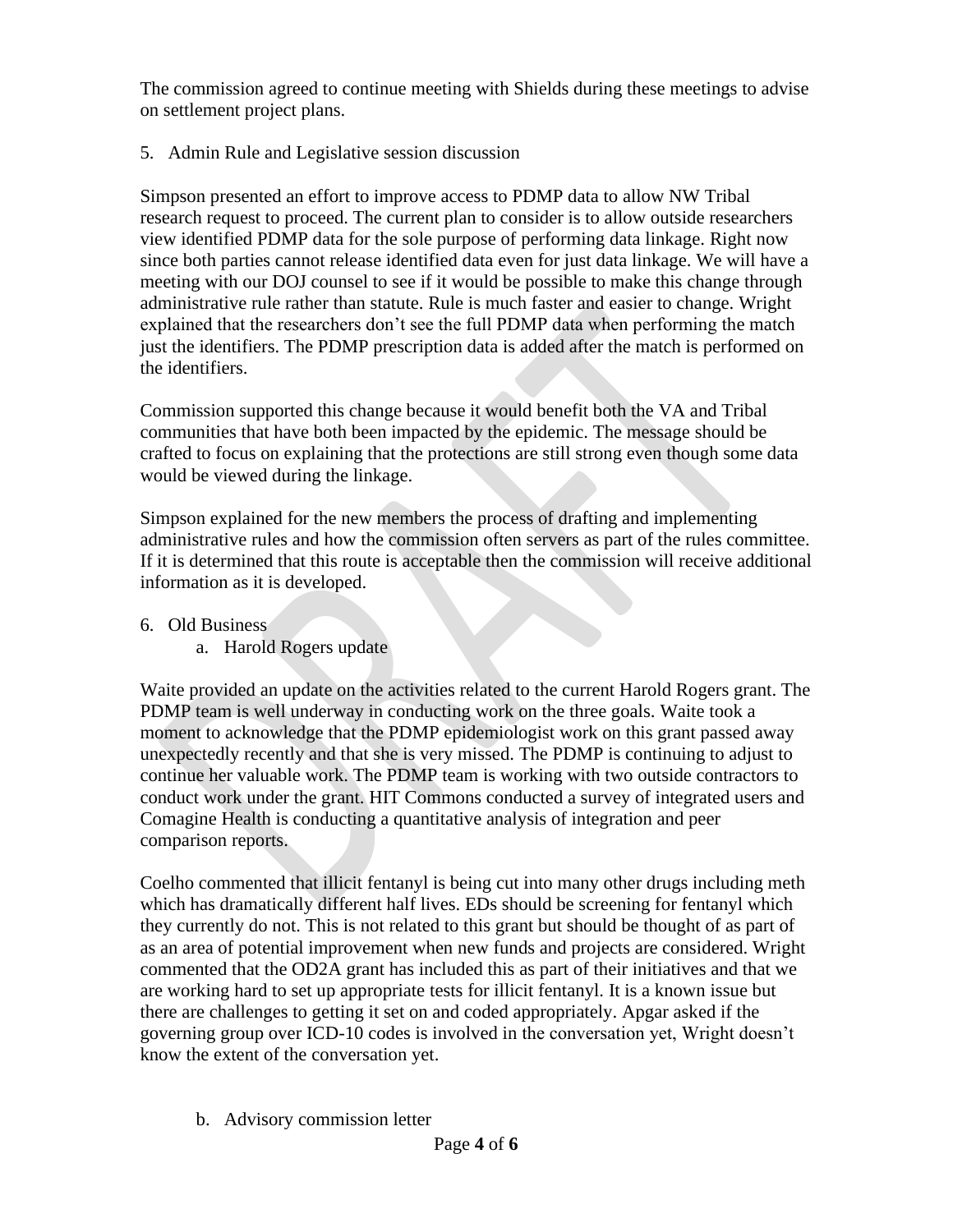The commission agreed to continue meeting with Shields during these meetings to advise on settlement project plans.

5. Admin Rule and Legislative session discussion

Simpson presented an effort to improve access to PDMP data to allow NW Tribal research request to proceed. The current plan to consider is to allow outside researchers view identified PDMP data for the sole purpose of performing data linkage. Right now since both parties cannot release identified data even for just data linkage. We will have a meeting with our DOJ counsel to see if it would be possible to make this change through administrative rule rather than statute. Rule is much faster and easier to change. Wright explained that the researchers don't see the full PDMP data when performing the match just the identifiers. The PDMP prescription data is added after the match is performed on the identifiers.

Commission supported this change because it would benefit both the VA and Tribal communities that have both been impacted by the epidemic. The message should be crafted to focus on explaining that the protections are still strong even though some data would be viewed during the linkage.

Simpson explained for the new members the process of drafting and implementing administrative rules and how the commission often servers as part of the rules committee. If it is determined that this route is acceptable then the commission will receive additional information as it is developed.

6. Old Business
   a. Harold Rogers update

Waite provided an update on the activities related to the current Harold Rogers grant. The PDMP team is well underway in conducting work on the three goals. Waite took a moment to acknowledge that the PDMP epidemiologist work on this grant passed away unexpectedly recently and that she is very missed. The PDMP is continuing to adjust to continue her valuable work. The PDMP team is working with two outside contractors to conduct work under the grant. HIT Commons conducted a survey of integrated users and Comagine Health is conducting a quantitative analysis of integration and peer comparison reports.

Coelho commented that illicit fentanyl is being cut into many other drugs including meth which has dramatically different half lives. EDs should be screening for fentanyl which they currently do not. This is not related to this grant but should be thought of as part of as an area of potential improvement when new funds and projects are considered. Wright commented that the OD2A grant has included this as part of their initiatives and that we are working hard to set up appropriate tests for illicit fentanyl. It is a known issue but there are challenges to getting it set on and coded appropriately. Apgar asked if the governing group over ICD-10 codes is involved in the conversation yet, Wright doesn't know the extent of the conversation yet.

   b. Advisory commission letter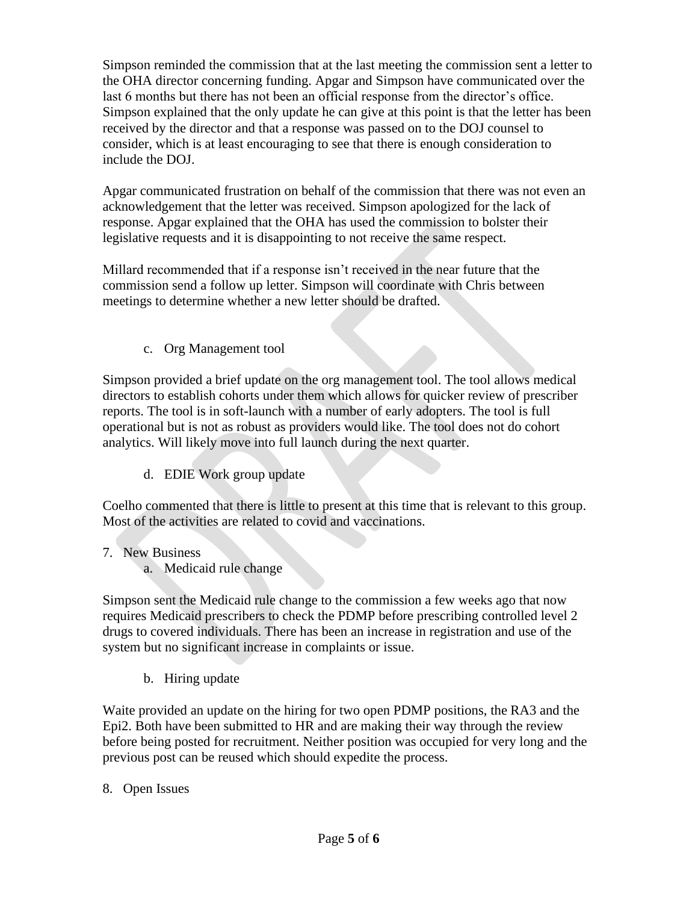Simpson reminded the commission that at the last meeting the commission sent a letter to the OHA director concerning funding. Apgar and Simpson have communicated over the last 6 months but there has not been an official response from the director's office. Simpson explained that the only update he can give at this point is that the letter has been received by the director and that a response was passed on to the DOJ counsel to consider, which is at least encouraging to see that there is enough consideration to include the DOJ.

Apgar communicated frustration on behalf of the commission that there was not even an acknowledgement that the letter was received. Simpson apologized for the lack of response. Apgar explained that the OHA has used the commission to bolster their legislative requests and it is disappointing to not receive the same respect.

Millard recommended that if a response isn't received in the near future that the commission send a follow up letter. Simpson will coordinate with Chris between meetings to determine whether a new letter should be drafted.

c. Org Management tool

Simpson provided a brief update on the org management tool. The tool allows medical directors to establish cohorts under them which allows for quicker review of prescriber reports. The tool is in soft-launch with a number of early adopters. The tool is full operational but is not as robust as providers would like. The tool does not do cohort analytics. Will likely move into full launch during the next quarter.

d. EDIE Work group update

Coelho commented that there is little to present at this time that is relevant to this group. Most of the activities are related to covid and vaccinations.

7. New Business
   a. Medicaid rule change

Simpson sent the Medicaid rule change to the commission a few weeks ago that now requires Medicaid prescribers to check the PDMP before prescribing controlled level 2 drugs to covered individuals. There has been an increase in registration and use of the system but no significant increase in complaints or issue.

b. Hiring update

Waite provided an update on the hiring for two open PDMP positions, the RA3 and the Epi2. Both have been submitted to HR and are making their way through the review before being posted for recruitment. Neither position was occupied for very long and the previous post can be reused which should expedite the process.

8. Open Issues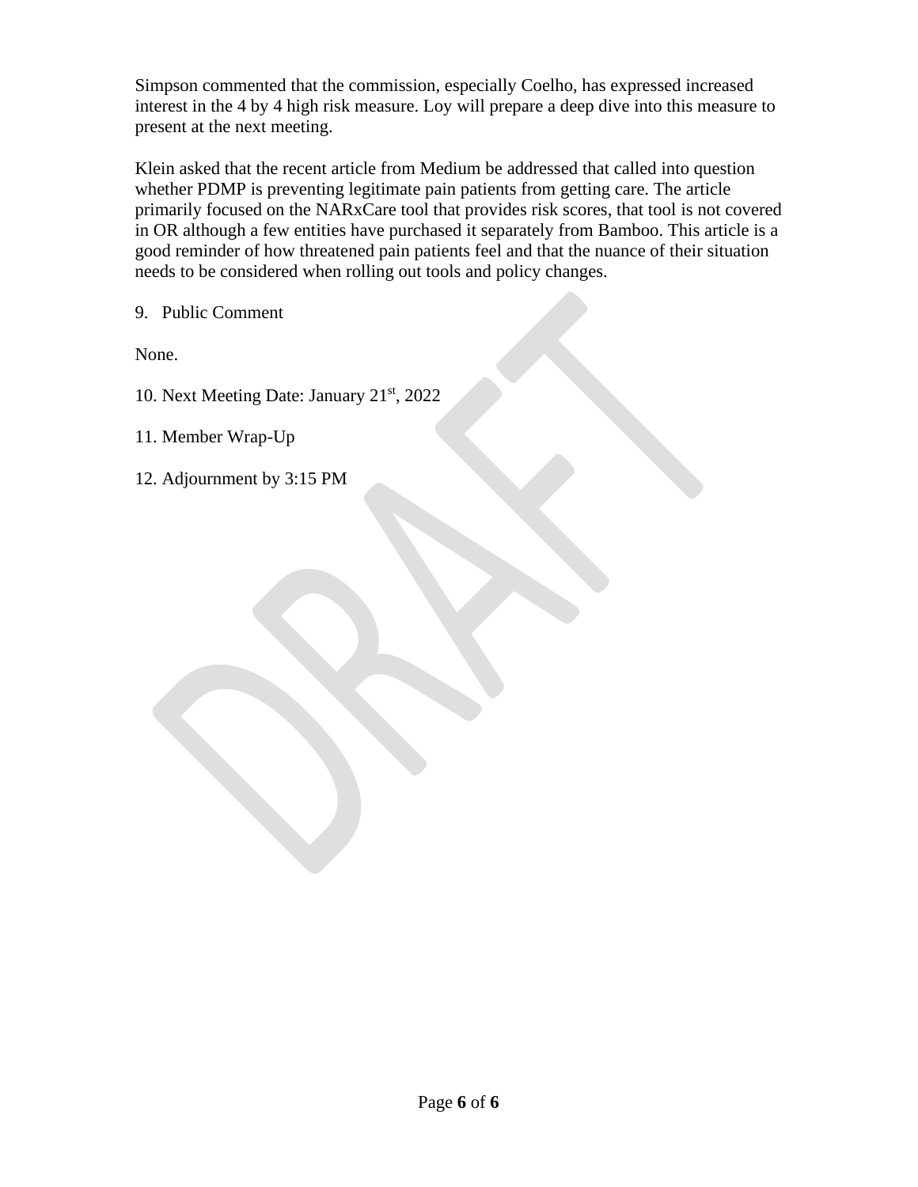Simpson commented that the commission, especially Coelho, has expressed increased interest in the 4 by 4 high risk measure. Loy will prepare a deep dive into this measure to present at the next meeting.

Klein asked that the recent article from Medium be addressed that called into question whether PDMP is preventing legitimate pain patients from getting care. The article primarily focused on the NARxCare tool that provides risk scores, that tool is not covered in OR although a few entities have purchased it separately from Bamboo. This article is a good reminder of how threatened pain patients feel and that the nuance of their situation needs to be considered when rolling out tools and policy changes.

9. Public Comment

None.

10. Next Meeting Date: January 21st, 2022

11. Member Wrap-Up

12. Adjournment by 3:15 PM